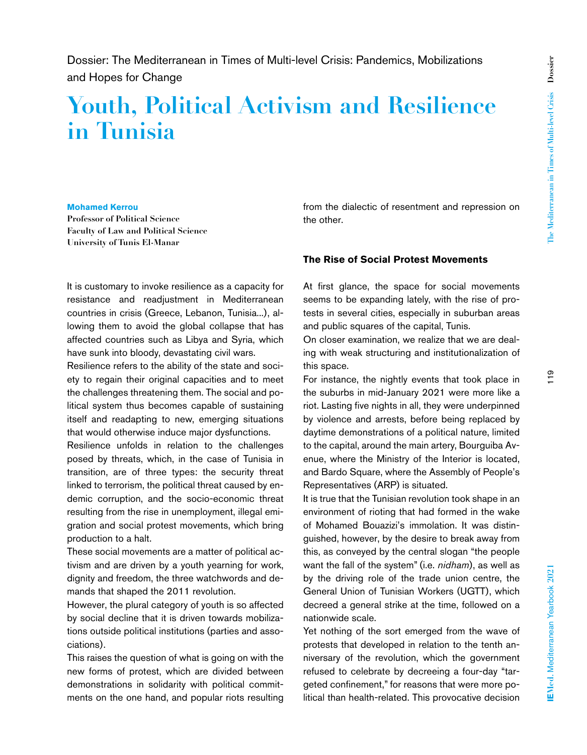Dossier: The Mediterranean in Times of Multi-level Crisis: Pandemics, Mobilizations and Hopes for Change

# Youth, Political Activism and Resilience in Tunisia

**Mohamed Kerrou**
**Professor of Political Science**
**Faculty of Law and Political Science**
**University of Tunis El-Manar**

It is customary to invoke resilience as a capacity for resistance and readjustment in Mediterranean countries in crisis (Greece, Lebanon, Tunisia...), allowing them to avoid the global collapse that has affected countries such as Libya and Syria, which have sunk into bloody, devastating civil wars.

Resilience refers to the ability of the state and society to regain their original capacities and to meet the challenges threatening them. The social and political system thus becomes capable of sustaining itself and readapting to new, emerging situations that would otherwise induce major dysfunctions.

Resilience unfolds in relation to the challenges posed by threats, which, in the case of Tunisia in transition, are of three types: the security threat linked to terrorism, the political threat caused by endemic corruption, and the socio-economic threat resulting from the rise in unemployment, illegal emigration and social protest movements, which bring production to a halt.

These social movements are a matter of political activism and are driven by a youth yearning for work, dignity and freedom, the three watchwords and demands that shaped the 2011 revolution.

However, the plural category of youth is so affected by social decline that it is driven towards mobilizations outside political institutions (parties and associations).

This raises the question of what is going on with the new forms of protest, which are divided between demonstrations in solidarity with political commitments on the one hand, and popular riots resulting from the dialectic of resentment and repression on the other.

## The Rise of Social Protest Movements

At first glance, the space for social movements seems to be expanding lately, with the rise of protests in several cities, especially in suburban areas and public squares of the capital, Tunis.

On closer examination, we realize that we are dealing with weak structuring and institutionalization of this space.

For instance, the nightly events that took place in the suburbs in mid-January 2021 were more like a riot. Lasting five nights in all, they were underpinned by violence and arrests, before being replaced by daytime demonstrations of a political nature, limited to the capital, around the main artery, Bourguiba Avenue, where the Ministry of the Interior is located, and Bardo Square, where the Assembly of People's Representatives (ARP) is situated.

It is true that the Tunisian revolution took shape in an environment of rioting that had formed in the wake of Mohamed Bouazizi's immolation. It was distinguished, however, by the desire to break away from this, as conveyed by the central slogan "the people want the fall of the system" (i.e. *nidham*), as well as by the driving role of the trade union centre, the General Union of Tunisian Workers (UGTT), which decreed a general strike at the time, followed on a nationwide scale.

Yet nothing of the sort emerged from the wave of protests that developed in relation to the tenth anniversary of the revolution, which the government refused to celebrate by decreeing a four-day "targeted confinement," for reasons that were more political than health-related. This provocative decision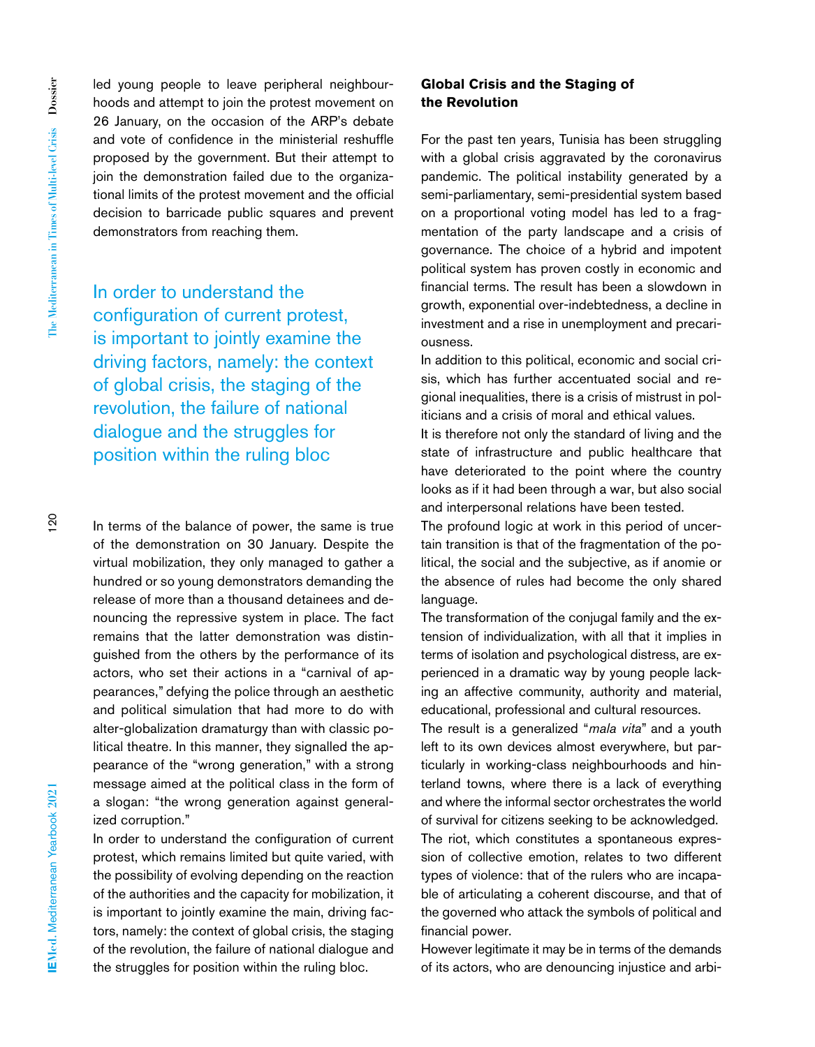led young people to leave peripheral neighbourhoods and attempt to join the protest movement on 26 January, on the occasion of the ARP's debate and vote of confidence in the ministerial reshuffle proposed by the government. But their attempt to join the demonstration failed due to the organizational limits of the protest movement and the official decision to barricade public squares and prevent demonstrators from reaching them.

> In order to understand the configuration of current protest, is important to jointly examine the driving factors, namely: the context of global crisis, the staging of the revolution, the failure of national dialogue and the struggles for position within the ruling bloc

In terms of the balance of power, the same is true of the demonstration on 30 January. Despite the virtual mobilization, they only managed to gather a hundred or so young demonstrators demanding the release of more than a thousand detainees and denouncing the repressive system in place. The fact remains that the latter demonstration was distinguished from the others by the performance of its actors, who set their actions in a "carnival of appearances," defying the police through an aesthetic and political simulation that had more to do with alter-globalization dramaturgy than with classic political theatre. In this manner, they signalled the appearance of the "wrong generation," with a strong message aimed at the political class in the form of a slogan: "the wrong generation against generalized corruption."

In order to understand the configuration of current protest, which remains limited but quite varied, with the possibility of evolving depending on the reaction of the authorities and the capacity for mobilization, it is important to jointly examine the main, driving factors, namely: the context of global crisis, the staging of the revolution, the failure of national dialogue and the struggles for position within the ruling bloc.

## Global Crisis and the Staging of the Revolution

For the past ten years, Tunisia has been struggling with a global crisis aggravated by the coronavirus pandemic. The political instability generated by a semi-parliamentary, semi-presidential system based on a proportional voting model has led to a fragmentation of the party landscape and a crisis of governance. The choice of a hybrid and impotent political system has proven costly in economic and financial terms. The result has been a slowdown in growth, exponential over-indebtedness, a decline in investment and a rise in unemployment and precariousness.

In addition to this political, economic and social crisis, which has further accentuated social and regional inequalities, there is a crisis of mistrust in politicians and a crisis of moral and ethical values.

It is therefore not only the standard of living and the state of infrastructure and public healthcare that have deteriorated to the point where the country looks as if it had been through a war, but also social and interpersonal relations have been tested.

The profound logic at work in this period of uncertain transition is that of the fragmentation of the political, the social and the subjective, as if anomie or the absence of rules had become the only shared language.

The transformation of the conjugal family and the extension of individualization, with all that it implies in terms of isolation and psychological distress, are experienced in a dramatic way by young people lacking an affective community, authority and material, educational, professional and cultural resources.

The result is a generalized "*mala vita*" and a youth left to its own devices almost everywhere, but particularly in working-class neighbourhoods and hinterland towns, where there is a lack of everything and where the informal sector orchestrates the world of survival for citizens seeking to be acknowledged.

The riot, which constitutes a spontaneous expression of collective emotion, relates to two different types of violence: that of the rulers who are incapable of articulating a coherent discourse, and that of the governed who attack the symbols of political and financial power.

However legitimate it may be in terms of the demands of its actors, who are denouncing injustice and arbi-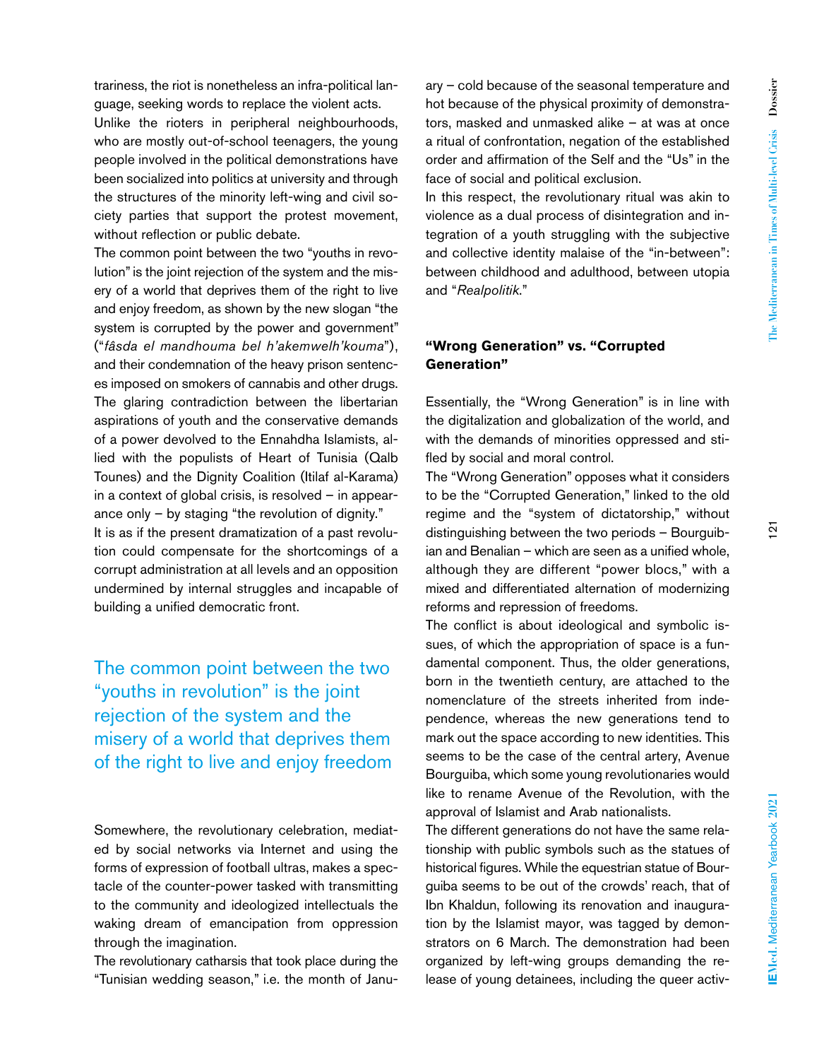trariness, the riot is nonetheless an infra-political language, seeking words to replace the violent acts.

Unlike the rioters in peripheral neighbourhoods, who are mostly out-of-school teenagers, the young people involved in the political demonstrations have been socialized into politics at university and through the structures of the minority left-wing and civil society parties that support the protest movement, without reflection or public debate.

The common point between the two "youths in revolution" is the joint rejection of the system and the misery of a world that deprives them of the right to live and enjoy freedom, as shown by the new slogan "the system is corrupted by the power and government" ("*fâsda el mandhouma bel h'akemwelh'kouma*"), and their condemnation of the heavy prison sentences imposed on smokers of cannabis and other drugs. The glaring contradiction between the libertarian aspirations of youth and the conservative demands of a power devolved to the Ennahdha Islamists, allied with the populists of Heart of Tunisia (Qalb Tounes) and the Dignity Coalition (Itilaf al-Karama) in a context of global crisis, is resolved – in appearance only – by staging "the revolution of dignity."

It is as if the present dramatization of a past revolution could compensate for the shortcomings of a corrupt administration at all levels and an opposition undermined by internal struggles and incapable of building a unified democratic front.

> The common point between the two "youths in revolution" is the joint rejection of the system and the misery of a world that deprives them of the right to live and enjoy freedom

Somewhere, the revolutionary celebration, mediated by social networks via Internet and using the forms of expression of football ultras, makes a spectacle of the counter-power tasked with transmitting to the community and ideologized intellectuals the waking dream of emancipation from oppression through the imagination.

The revolutionary catharsis that took place during the "Tunisian wedding season," i.e. the month of January – cold because of the seasonal temperature and hot because of the physical proximity of demonstrators, masked and unmasked alike – at was at once a ritual of confrontation, negation of the established order and affirmation of the Self and the "Us" in the face of social and political exclusion.

In this respect, the revolutionary ritual was akin to violence as a dual process of disintegration and integration of a youth struggling with the subjective and collective identity malaise of the "in-between": between childhood and adulthood, between utopia and "*Realpolitik*."

## "Wrong Generation" vs. "Corrupted Generation"

Essentially, the "Wrong Generation" is in line with the digitalization and globalization of the world, and with the demands of minorities oppressed and stifled by social and moral control.

The "Wrong Generation" opposes what it considers to be the "Corrupted Generation," linked to the old regime and the "system of dictatorship," without distinguishing between the two periods – Bourguibian and Benalian – which are seen as a unified whole, although they are different "power blocs," with a mixed and differentiated alternation of modernizing reforms and repression of freedoms.

The conflict is about ideological and symbolic issues, of which the appropriation of space is a fundamental component. Thus, the older generations, born in the twentieth century, are attached to the nomenclature of the streets inherited from independence, whereas the new generations tend to mark out the space according to new identities. This seems to be the case of the central artery, Avenue Bourguiba, which some young revolutionaries would like to rename Avenue of the Revolution, with the approval of Islamist and Arab nationalists.

The different generations do not have the same relationship with public symbols such as the statues of historical figures. While the equestrian statue of Bourguiba seems to be out of the crowds' reach, that of Ibn Khaldun, following its renovation and inauguration by the Islamist mayor, was tagged by demonstrators on 6 March. The demonstration had been organized by left-wing groups demanding the release of young detainees, including the queer activ-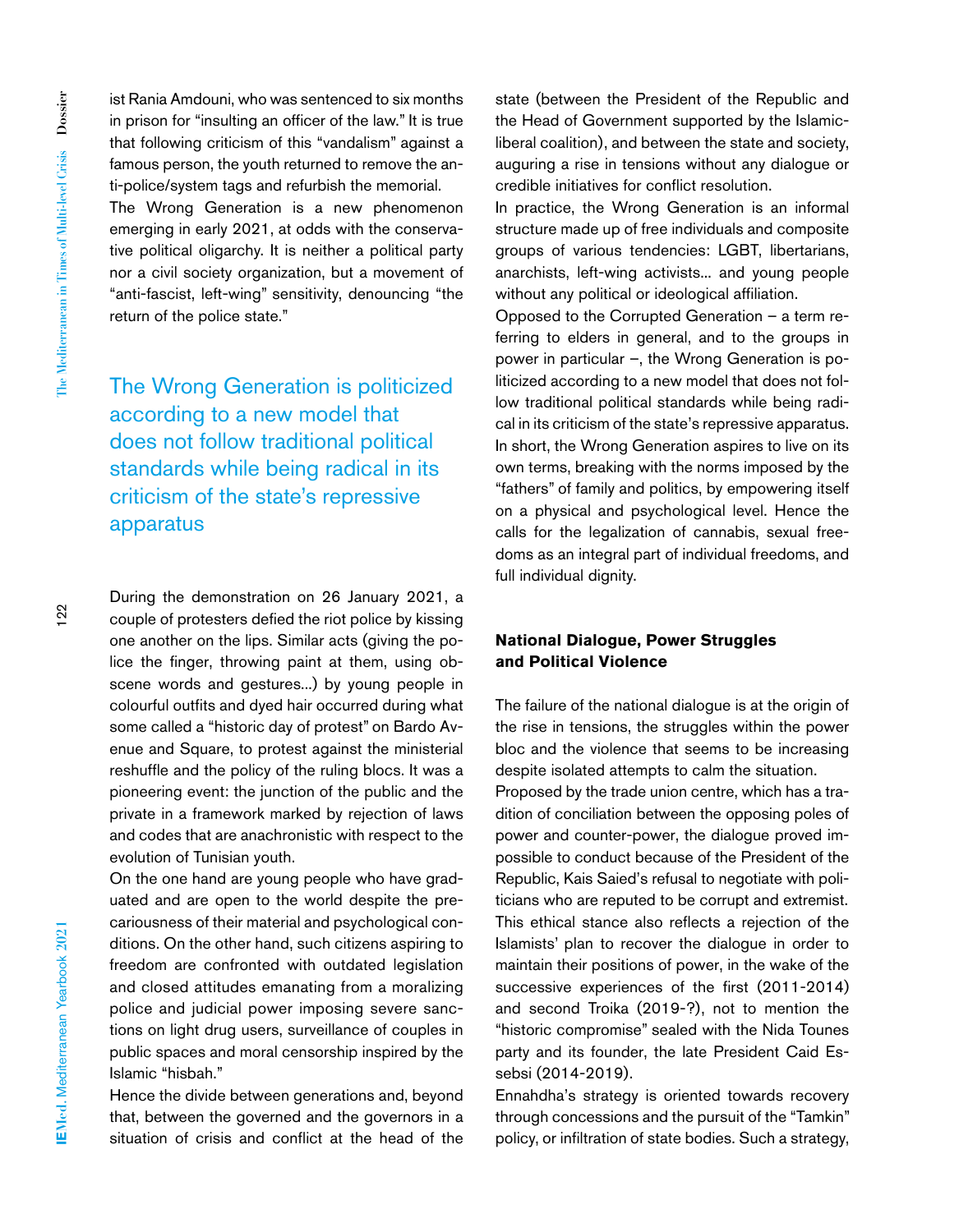ist Rania Amdouni, who was sentenced to six months in prison for "insulting an officer of the law." It is true that following criticism of this "vandalism" against a famous person, the youth returned to remove the anti-police/system tags and refurbish the memorial.

The Wrong Generation is a new phenomenon emerging in early 2021, at odds with the conservative political oligarchy. It is neither a political party nor a civil society organization, but a movement of "anti-fascist, left-wing" sensitivity, denouncing "the return of the police state."

> The Wrong Generation is politicized according to a new model that does not follow traditional political standards while being radical in its criticism of the state's repressive apparatus

During the demonstration on 26 January 2021, a couple of protesters defied the riot police by kissing one another on the lips. Similar acts (giving the police the finger, throwing paint at them, using obscene words and gestures...) by young people in colourful outfits and dyed hair occurred during what some called a "historic day of protest" on Bardo Avenue and Square, to protest against the ministerial reshuffle and the policy of the ruling blocs. It was a pioneering event: the junction of the public and the private in a framework marked by rejection of laws and codes that are anachronistic with respect to the evolution of Tunisian youth.

On the one hand are young people who have graduated and are open to the world despite the precariousness of their material and psychological conditions. On the other hand, such citizens aspiring to freedom are confronted with outdated legislation and closed attitudes emanating from a moralizing police and judicial power imposing severe sanctions on light drug users, surveillance of couples in public spaces and moral censorship inspired by the Islamic "hisbah."

Hence the divide between generations and, beyond that, between the governed and the governors in a situation of crisis and conflict at the head of the state (between the President of the Republic and the Head of Government supported by the Islamic-liberal coalition), and between the state and society, auguring a rise in tensions without any dialogue or credible initiatives for conflict resolution.

In practice, the Wrong Generation is an informal structure made up of free individuals and composite groups of various tendencies: LGBT, libertarians, anarchists, left-wing activists... and young people without any political or ideological affiliation.

Opposed to the Corrupted Generation – a term referring to elders in general, and to the groups in power in particular –, the Wrong Generation is politicized according to a new model that does not follow traditional political standards while being radical in its criticism of the state's repressive apparatus. In short, the Wrong Generation aspires to live on its own terms, breaking with the norms imposed by the "fathers" of family and politics, by empowering itself on a physical and psychological level. Hence the calls for the legalization of cannabis, sexual freedoms as an integral part of individual freedoms, and full individual dignity.

## National Dialogue, Power Struggles and Political Violence

The failure of the national dialogue is at the origin of the rise in tensions, the struggles within the power bloc and the violence that seems to be increasing despite isolated attempts to calm the situation.

Proposed by the trade union centre, which has a tradition of conciliation between the opposing poles of power and counter-power, the dialogue proved impossible to conduct because of the President of the Republic, Kais Saied's refusal to negotiate with politicians who are reputed to be corrupt and extremist. This ethical stance also reflects a rejection of the Islamists' plan to recover the dialogue in order to maintain their positions of power, in the wake of the successive experiences of the first (2011-2014) and second Troika (2019-?), not to mention the "historic compromise" sealed with the Nida Tounes party and its founder, the late President Caid Essebsi (2014-2019).

Ennahdha's strategy is oriented towards recovery through concessions and the pursuit of the "Tamkin" policy, or infiltration of state bodies. Such a strategy,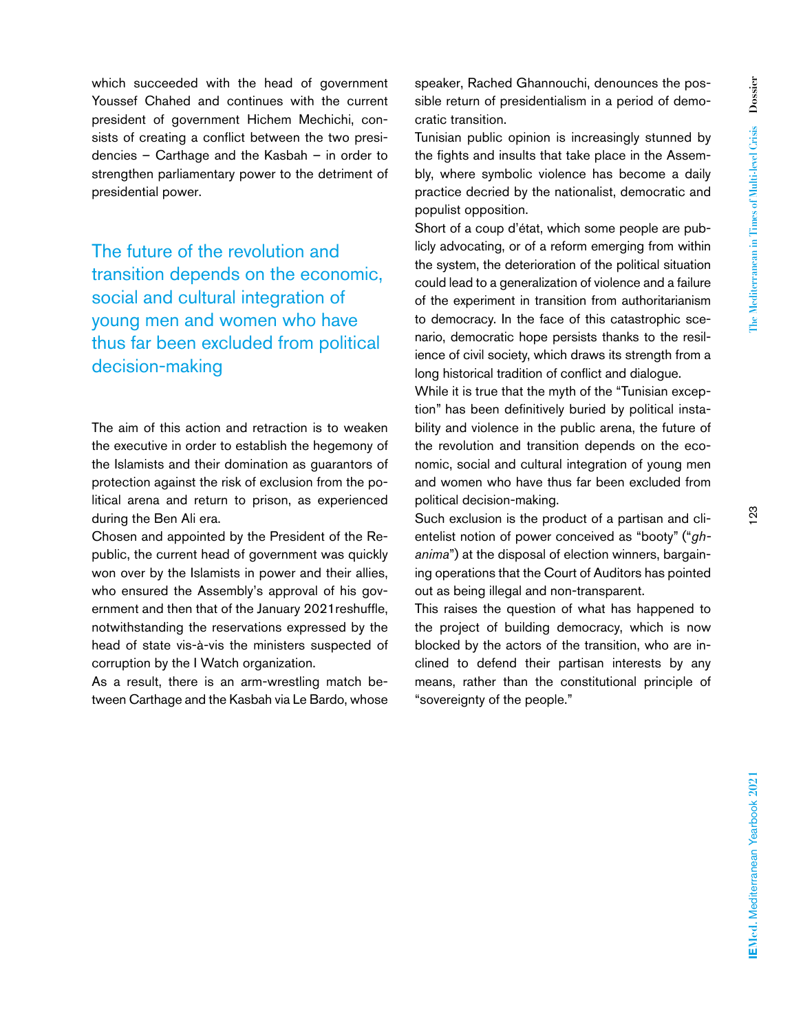which succeeded with the head of government Youssef Chahed and continues with the current president of government Hichem Mechichi, consists of creating a conflict between the two presidencies – Carthage and the Kasbah – in order to strengthen parliamentary power to the detriment of presidential power.

> The future of the revolution and transition depends on the economic, social and cultural integration of young men and women who have thus far been excluded from political decision-making

The aim of this action and retraction is to weaken the executive in order to establish the hegemony of the Islamists and their domination as guarantors of protection against the risk of exclusion from the political arena and return to prison, as experienced during the Ben Ali era.

Chosen and appointed by the President of the Republic, the current head of government was quickly won over by the Islamists in power and their allies, who ensured the Assembly's approval of his government and then that of the January 2021reshuffle, notwithstanding the reservations expressed by the head of state vis-à-vis the ministers suspected of corruption by the I Watch organization.

As a result, there is an arm-wrestling match between Carthage and the Kasbah via Le Bardo, whose speaker, Rached Ghannouchi, denounces the possible return of presidentialism in a period of democratic transition.

Tunisian public opinion is increasingly stunned by the fights and insults that take place in the Assembly, where symbolic violence has become a daily practice decried by the nationalist, democratic and populist opposition.

Short of a coup d'état, which some people are publicly advocating, or of a reform emerging from within the system, the deterioration of the political situation could lead to a generalization of violence and a failure of the experiment in transition from authoritarianism to democracy. In the face of this catastrophic scenario, democratic hope persists thanks to the resilience of civil society, which draws its strength from a long historical tradition of conflict and dialogue.

While it is true that the myth of the "Tunisian exception" has been definitively buried by political instability and violence in the public arena, the future of the revolution and transition depends on the economic, social and cultural integration of young men and women who have thus far been excluded from political decision-making.

Such exclusion is the product of a partisan and clientelist notion of power conceived as "booty" ("*ghanima*") at the disposal of election winners, bargaining operations that the Court of Auditors has pointed out as being illegal and non-transparent.

This raises the question of what has happened to the project of building democracy, which is now blocked by the actors of the transition, who are inclined to defend their partisan interests by any means, rather than the constitutional principle of "sovereignty of the people."